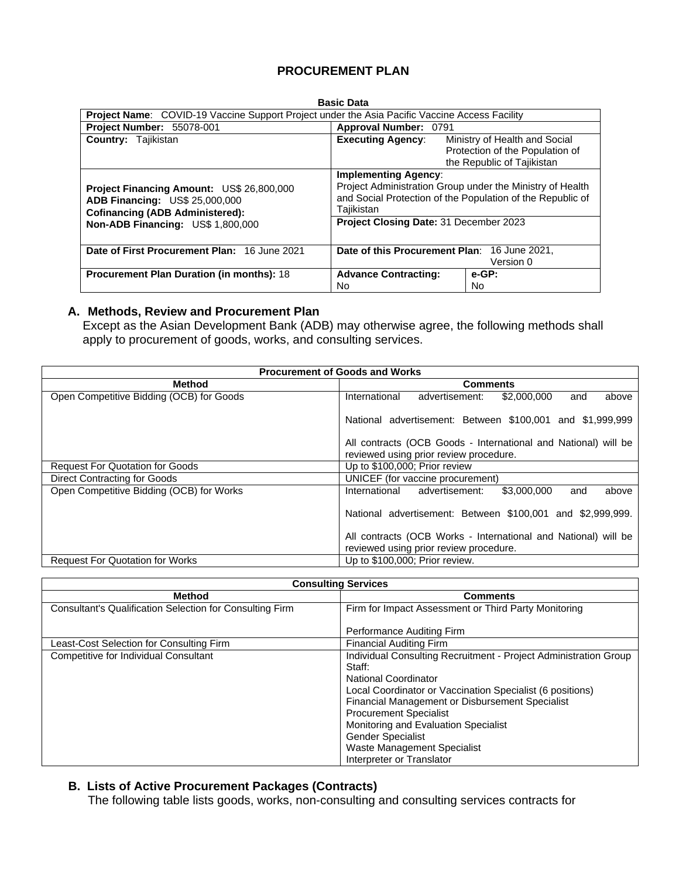# PROCUREMENT PLAN

**Basic Data**

| **Project Name**: COVID-19 Vaccine Support Project under the Asia Pacific Vaccine Access Facility | | |
|---|---|---|
| **Project Number:** 55078-001 | **Approval Number:** 0791 | |
| **Country:** Tajikistan | **Executing Agency**: Ministry of Health and Social Protection of the Population of the Republic of Tajikistan | |
| **Project Financing Amount:** US$ 26,800,000<br>**ADB Financing:** US$ 25,000,000<br>**Cofinancing (ADB Administered):**<br>**Non-ADB Financing:** US$ 1,800,000 | **Implementing Agency**:<br>Project Administration Group under the Ministry of Health and Social Protection of the Population of the Republic of Tajikistan | |
| | **Project Closing Date:** 31 December 2023 | |
| **Date of First Procurement Plan:** 16 June 2021 | **Date of this Procurement Plan**: 16 June 2021, Version 0 | |
| **Procurement Plan Duration (in months):** 18 | **Advance Contracting:** No | **e-GP:** No |

## A. Methods, Review and Procurement Plan

Except as the Asian Development Bank (ADB) may otherwise agree, the following methods shall apply to procurement of goods, works, and consulting services.

| **Procurement of Goods and Works** | |
|---|---|
| **Method** | **Comments** |
| Open Competitive Bidding (OCB) for Goods | International advertisement: $2,000,000 and above<br><br>National advertisement: Between $100,001 and $1,999,999<br><br>All contracts (OCB Goods - International and National) will be reviewed using prior review procedure. |
| Request For Quotation for Goods | Up to $100,000; Prior review |
| Direct Contracting for Goods | UNICEF (for vaccine procurement) |
| Open Competitive Bidding (OCB) for Works | International advertisement: $3,000,000 and above<br><br>National advertisement: Between $100,001 and $2,999,999.<br><br>All contracts (OCB Works - International and National) will be reviewed using prior review procedure. |
| Request For Quotation for Works | Up to $100,000; Prior review. |

| **Consulting Services** | |
|---|---|
| **Method** | **Comments** |
| Consultant's Qualification Selection for Consulting Firm | Firm for Impact Assessment or Third Party Monitoring<br><br>Performance Auditing Firm |
| Least-Cost Selection for Consulting Firm | Financial Auditing Firm |
| Competitive for Individual Consultant | Individual Consulting Recruitment - Project Administration Group Staff:<br>National Coordinator<br>Local Coordinator or Vaccination Specialist (6 positions)<br>Financial Management or Disbursement Specialist<br>Procurement Specialist<br>Monitoring and Evaluation Specialist<br>Gender Specialist<br>Waste Management Specialist<br>Interpreter or Translator |

## B. Lists of Active Procurement Packages (Contracts)

The following table lists goods, works, non-consulting and consulting services contracts for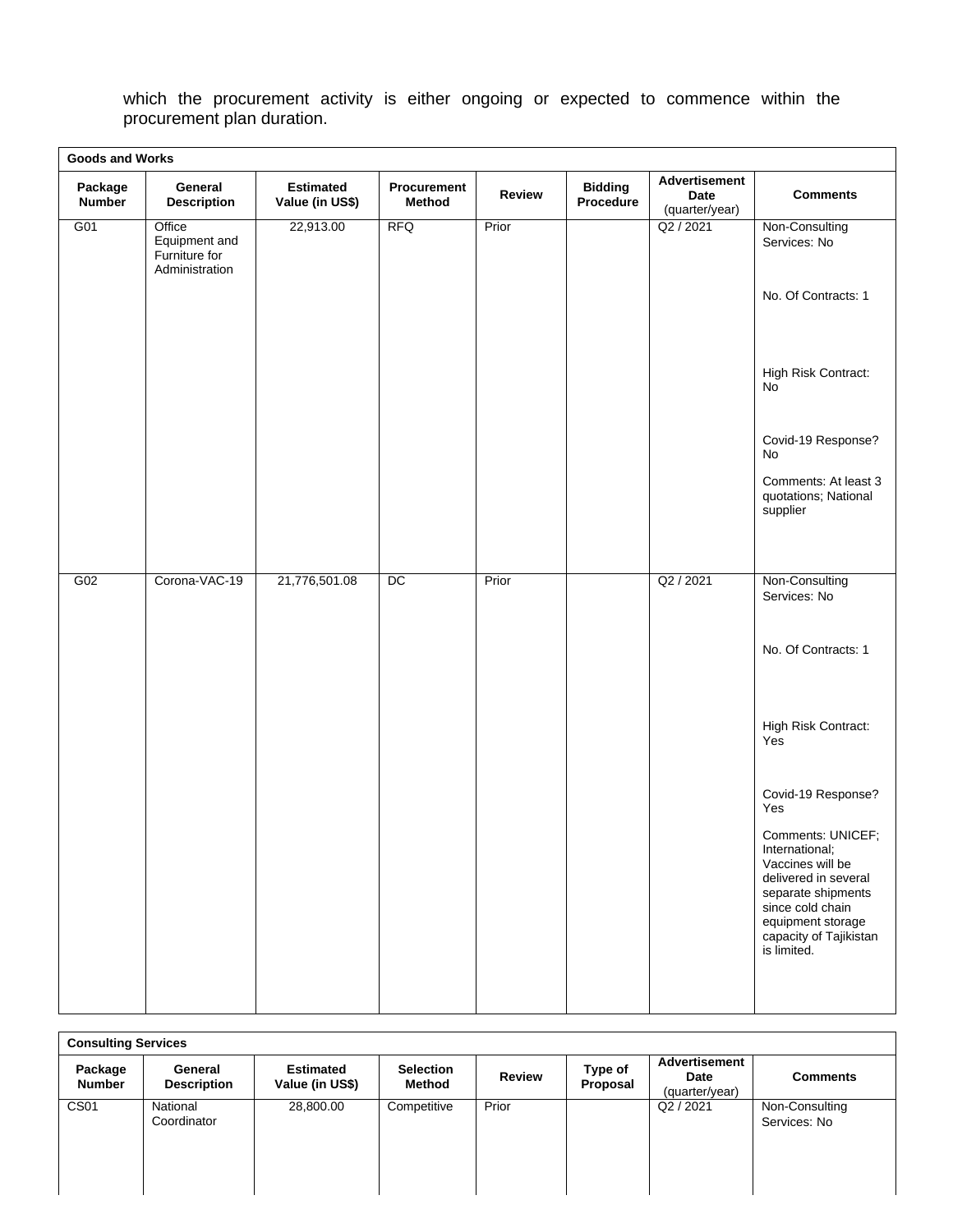which the procurement activity is either ongoing or expected to commence within the procurement plan duration.

| Goods and Works | | | | | | | |
|---|---|---|---|---|---|---|---|
| **Package Number** | **General Description** | **Estimated Value (in US$)** | **Procurement Method** | **Review** | **Bidding Procedure** | **Advertisement Date** (quarter/year) | **Comments** |
| G01 | Office Equipment and Furniture for Administration | 22,913.00 | RFQ | Prior | | Q2 / 2021 | Non-Consulting Services: No<br><br>No. Of Contracts: 1<br><br>High Risk Contract: No<br><br>Covid-19 Response? No<br><br>Comments: At least 3 quotations; National supplier |
| G02 | Corona-VAC-19 | 21,776,501.08 | DC | Prior | | Q2 / 2021 | Non-Consulting Services: No<br><br>No. Of Contracts: 1<br><br>High Risk Contract: Yes<br><br>Covid-19 Response? Yes<br><br>Comments: UNICEF; International; Vaccines will be delivered in several separate shipments since cold chain equipment storage capacity of Tajikistan is limited. |

| Consulting Services | | | | | | | |
|---|---|---|---|---|---|---|---|
| **Package Number** | **General Description** | **Estimated Value (in US$)** | **Selection Method** | **Review** | **Type of Proposal** | **Advertisement Date** (quarter/year) | **Comments** |
| CS01 | National Coordinator | 28,800.00 | Competitive | Prior | | Q2 / 2021 | Non-Consulting Services: No |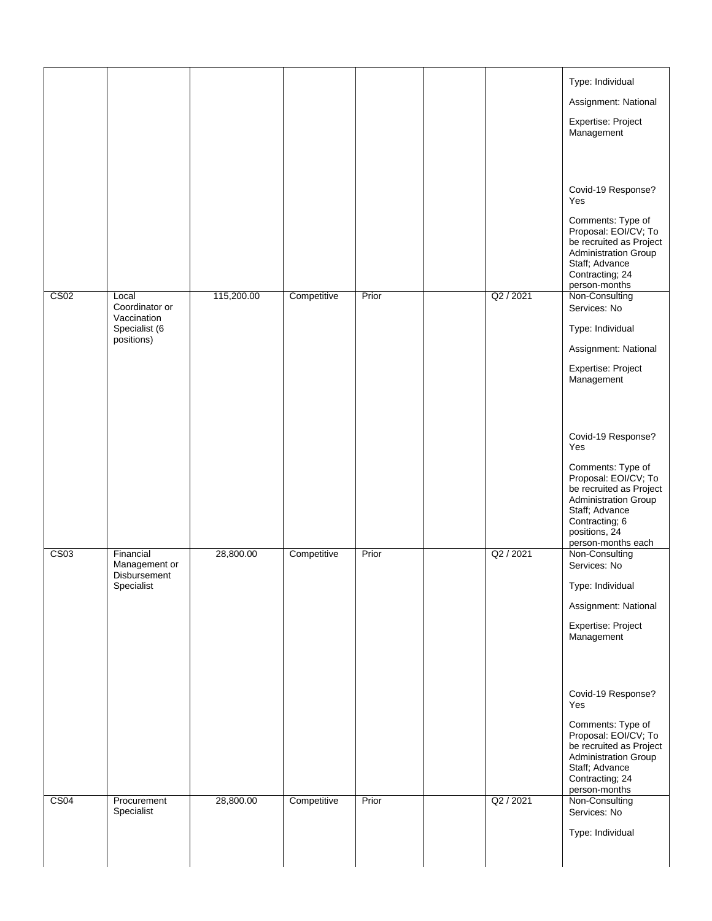|  |  |  |  |  |  |  |  |
|---|---|---|---|---|---|---|---|
|  |  |  |  |  |  |  | Type: Individual<br><br>Assignment: National<br><br>Expertise: Project Management<br><br>Covid-19 Response? Yes<br><br>Comments: Type of Proposal: EOI/CV; To be recruited as Project Administration Group Staff; Advance Contracting; 24 person-months |
| CS02 | Local Coordinator or Vaccination Specialist (6 positions) | 115,200.00 | Competitive | Prior |  | Q2 / 2021 | Non-Consulting Services: No<br><br>Type: Individual<br><br>Assignment: National<br><br>Expertise: Project Management<br><br>Covid-19 Response? Yes<br><br>Comments: Type of Proposal: EOI/CV; To be recruited as Project Administration Group Staff; Advance Contracting; 6 positions, 24 person-months each |
| CS03 | Financial Management or Disbursement Specialist | 28,800.00 | Competitive | Prior |  | Q2 / 2021 | Non-Consulting Services: No<br><br>Type: Individual<br><br>Assignment: National<br><br>Expertise: Project Management<br><br>Covid-19 Response? Yes<br><br>Comments: Type of Proposal: EOI/CV; To be recruited as Project Administration Group Staff; Advance Contracting; 24 person-months |
| CS04 | Procurement Specialist | 28,800.00 | Competitive | Prior |  | Q2 / 2021 | Non-Consulting Services: No<br><br>Type: Individual |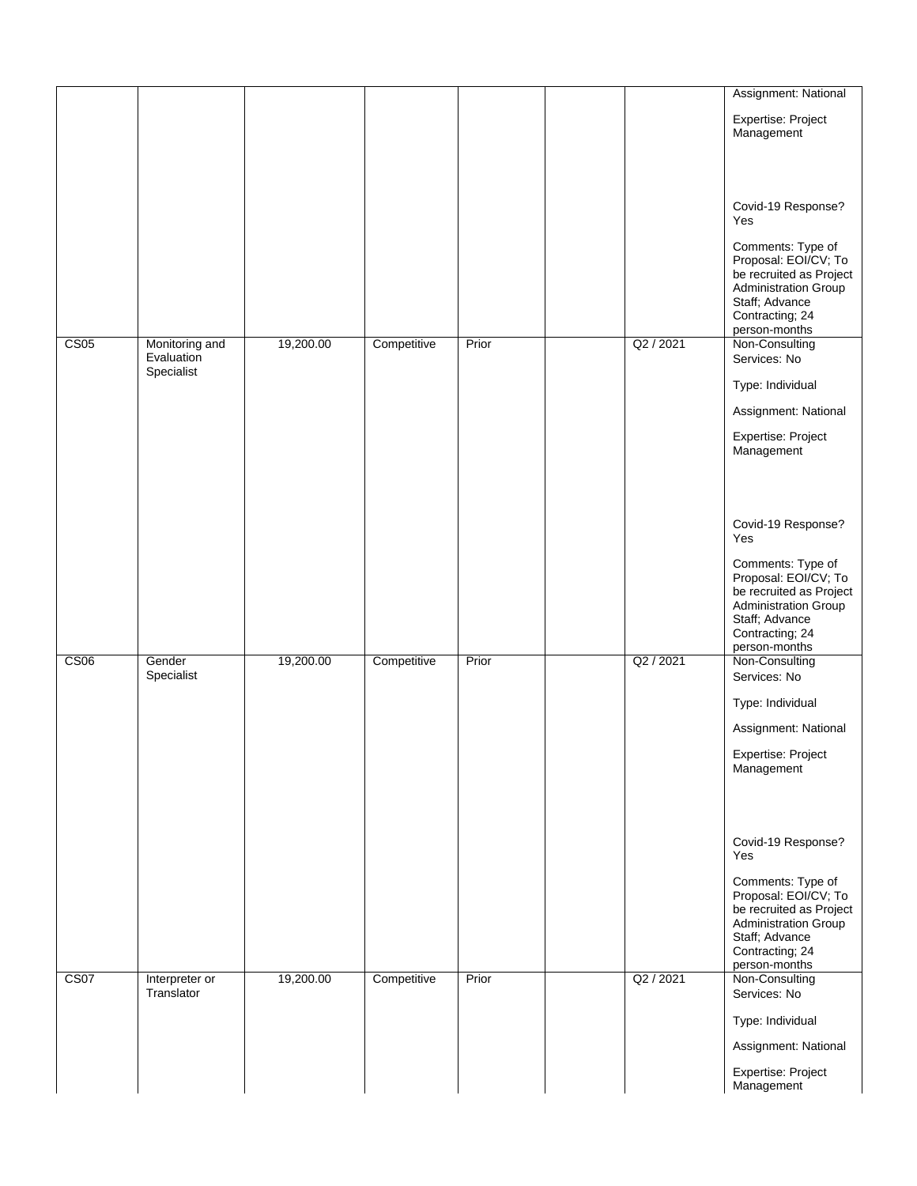| | | | | | | | |
|---|---|---|---|---|---|---|---|
| | | | | | | | Assignment: National<br><br>Expertise: Project Management<br><br>Covid-19 Response? Yes<br><br>Comments: Type of Proposal: EOI/CV; To be recruited as Project Administration Group Staff; Advance Contracting; 24 person-months |
| CS05 | Monitoring and Evaluation Specialist | 19,200.00 | Competitive | Prior | | Q2 / 2021 | Non-Consulting Services: No<br><br>Type: Individual<br><br>Assignment: National<br><br>Expertise: Project Management<br><br>Covid-19 Response? Yes<br><br>Comments: Type of Proposal: EOI/CV; To be recruited as Project Administration Group Staff; Advance Contracting; 24 person-months |
| CS06 | Gender Specialist | 19,200.00 | Competitive | Prior | | Q2 / 2021 | Non-Consulting Services: No<br><br>Type: Individual<br><br>Assignment: National<br><br>Expertise: Project Management<br><br>Covid-19 Response? Yes<br><br>Comments: Type of Proposal: EOI/CV; To be recruited as Project Administration Group Staff; Advance Contracting; 24 person-months |
| CS07 | Interpreter or Translator | 19,200.00 | Competitive | Prior | | Q2 / 2021 | Non-Consulting Services: No<br><br>Type: Individual<br><br>Assignment: National<br><br>Expertise: Project Management |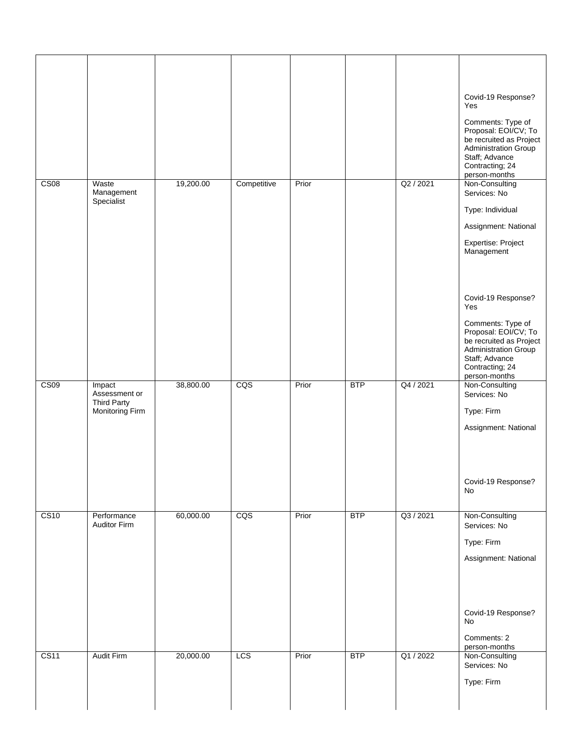| | | | | | | | |
|---|---|---|---|---|---|---|---|
| | | | | | | | Covid-19 Response? Yes<br><br>Comments: Type of Proposal: EOI/CV; To be recruited as Project Administration Group Staff; Advance Contracting; 24 person-months |
| CS08 | Waste Management Specialist | 19,200.00 | Competitive | Prior | | Q2 / 2021 | Non-Consulting Services: No<br><br>Type: Individual<br><br>Assignment: National<br><br>Expertise: Project Management<br><br>Covid-19 Response? Yes<br><br>Comments: Type of Proposal: EOI/CV; To be recruited as Project Administration Group Staff; Advance Contracting; 24 person-months |
| CS09 | Impact Assessment or Third Party Monitoring Firm | 38,800.00 | CQS | Prior | BTP | Q4 / 2021 | Non-Consulting Services: No<br><br>Type: Firm<br><br>Assignment: National<br><br>Covid-19 Response? No |
| CS10 | Performance Auditor Firm | 60,000.00 | CQS | Prior | BTP | Q3 / 2021 | Non-Consulting Services: No<br><br>Type: Firm<br><br>Assignment: National<br><br>Covid-19 Response? No<br><br>Comments: 2 person-months |
| CS11 | Audit Firm | 20,000.00 | LCS | Prior | BTP | Q1 / 2022 | Non-Consulting Services: No<br><br>Type: Firm |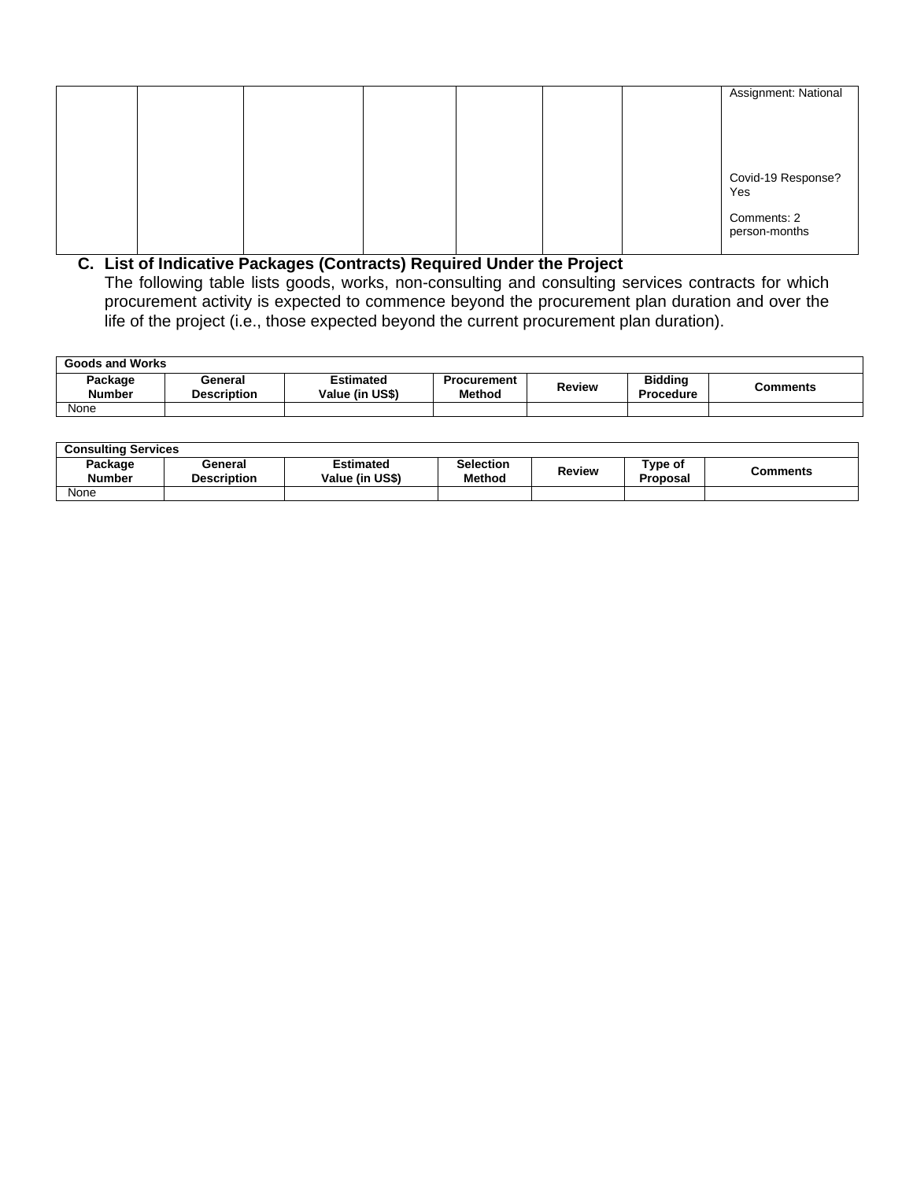| | | | | | | | |
|---|---|---|---|---|---|---|---|
| | | | | | | | Assignment: National<br><br>Covid-19 Response? Yes<br><br>Comments: 2 person-months |

**C. List of Indicative Packages (Contracts) Required Under the Project**

The following table lists goods, works, non-consulting and consulting services contracts for which procurement activity is expected to commence beyond the procurement plan duration and over the life of the project (i.e., those expected beyond the current procurement plan duration).

| **Goods and Works** | | | | | | |
|---|---|---|---|---|---|---|
| **Package Number** | **General Description** | **Estimated Value (in US$)** | **Procurement Method** | **Review** | **Bidding Procedure** | **Comments** |
| None | | | | | | |

| **Consulting Services** | | | | | | |
|---|---|---|---|---|---|---|
| **Package Number** | **General Description** | **Estimated Value (in US$)** | **Selection Method** | **Review** | **Type of Proposal** | **Comments** |
| None | | | | | | |